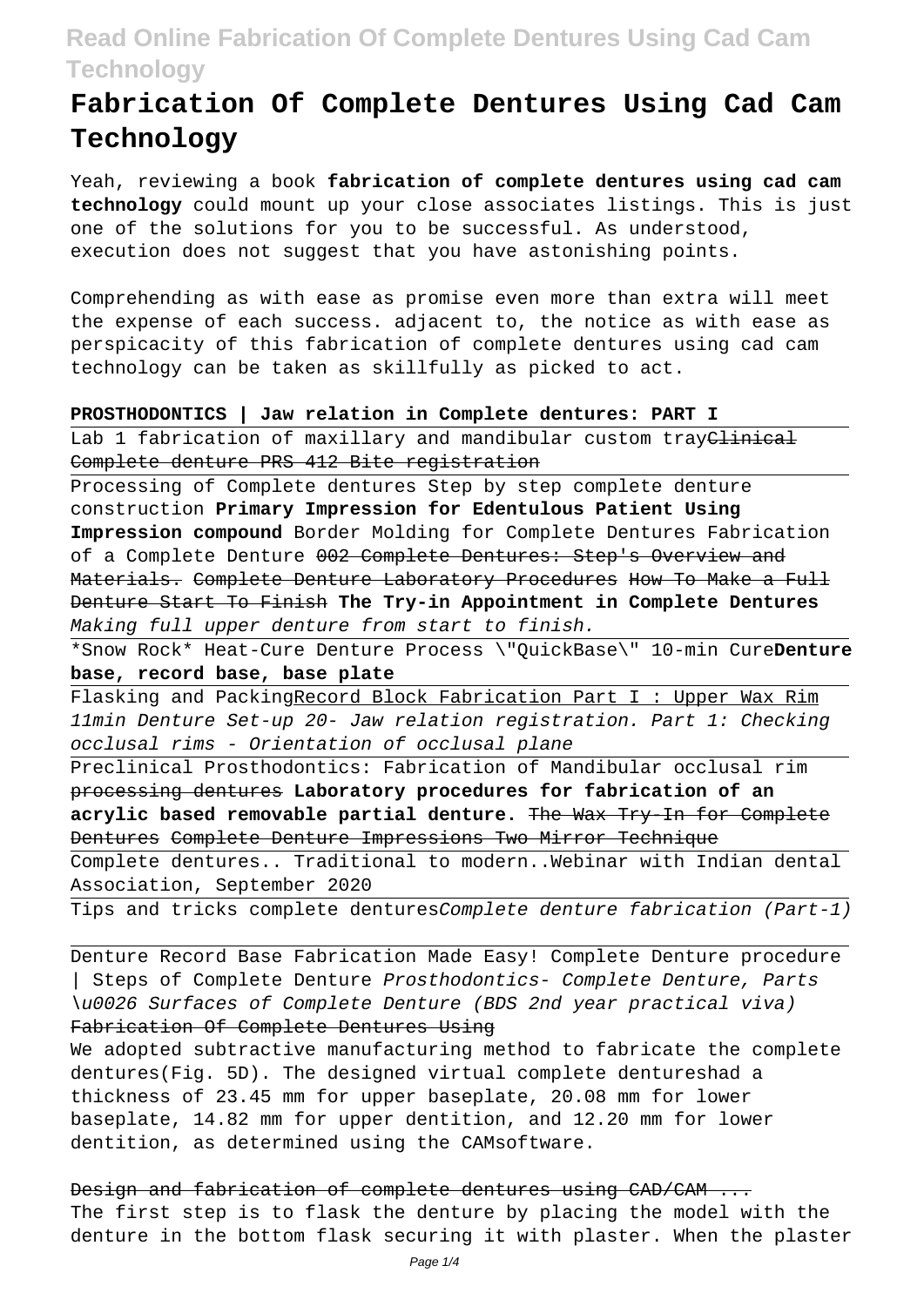# Fabrication Of Complete Dentures Using Cad Cam Technology

Yeah, reviewing a book **fabrication of complete dentures using cad cam technology** could mount up your close associates listings. This is just one of the solutions for you to be successful. As understood, execution does not suggest that you have astonishing points.

Comprehending as with ease as promise even more than extra will meet the expense of each success. adjacent to, the notice as with ease as perspicacity of this fabrication of complete dentures using cad cam technology can be taken as skillfully as picked to act.

**PROSTHODONTICS | Jaw relation in Complete dentures: PART I**

Lab 1 fabrication of maxillary and mandibular custom tray~~Clinical Complete denture PRS 412 Bite registration~~

Processing of Complete dentures Step by step complete denture construction **Primary Impression for Edentulous Patient Using Impression compound** Border Molding for Complete Dentures Fabrication of a Complete Denture ~~002 Complete Dentures: Step's Overview and Materials.~~ ~~Complete Denture Laboratory Procedures~~ ~~How To Make a Full Denture Start To Finish~~ **The Try-in Appointment in Complete Dentures** *Making full upper denture from start to finish.*

\*Snow Rock\* Heat-Cure Denture Process \"QuickBase\" 10-min Cure**Denture base, record base, base plate**

Flasking and PackingRecord Block Fabrication Part I : Upper Wax Rim *11min Denture Set-up* *20- Jaw relation registration. Part 1: Checking occlusal rims - Orientation of occlusal plane*

Preclinical Prosthodontics: Fabrication of Mandibular occlusal rim ~~processing dentures~~ **Laboratory procedures for fabrication of an acrylic based removable partial denture.** ~~The Wax Try-In for Complete Dentures~~ ~~Complete Denture Impressions Two Mirror Technique~~

Complete dentures.. Traditional to modern..Webinar with Indian dental Association, September 2020

Tips and tricks complete dentures*Complete denture fabrication (Part-1)*

Denture Record Base Fabrication Made Easy! Complete Denture procedure | Steps of Complete Denture *Prosthodontics- Complete Denture, Parts \u0026 Surfaces of Complete Denture (BDS 2nd year practical viva)*
~~Fabrication Of Complete Dentures Using~~

We adopted subtractive manufacturing method to fabricate the complete dentures(Fig. 5D). The designed virtual complete dentureshad a thickness of 23.45 mm for upper baseplate, 20.08 mm for lower baseplate, 14.82 mm for upper dentition, and 12.20 mm for lower dentition, as determined using the CAMsoftware.

~~Design and fabrication of complete dentures using CAD/CAM ...~~

The first step is to flask the denture by placing the model with the denture in the bottom flask securing it with plaster. When the plaster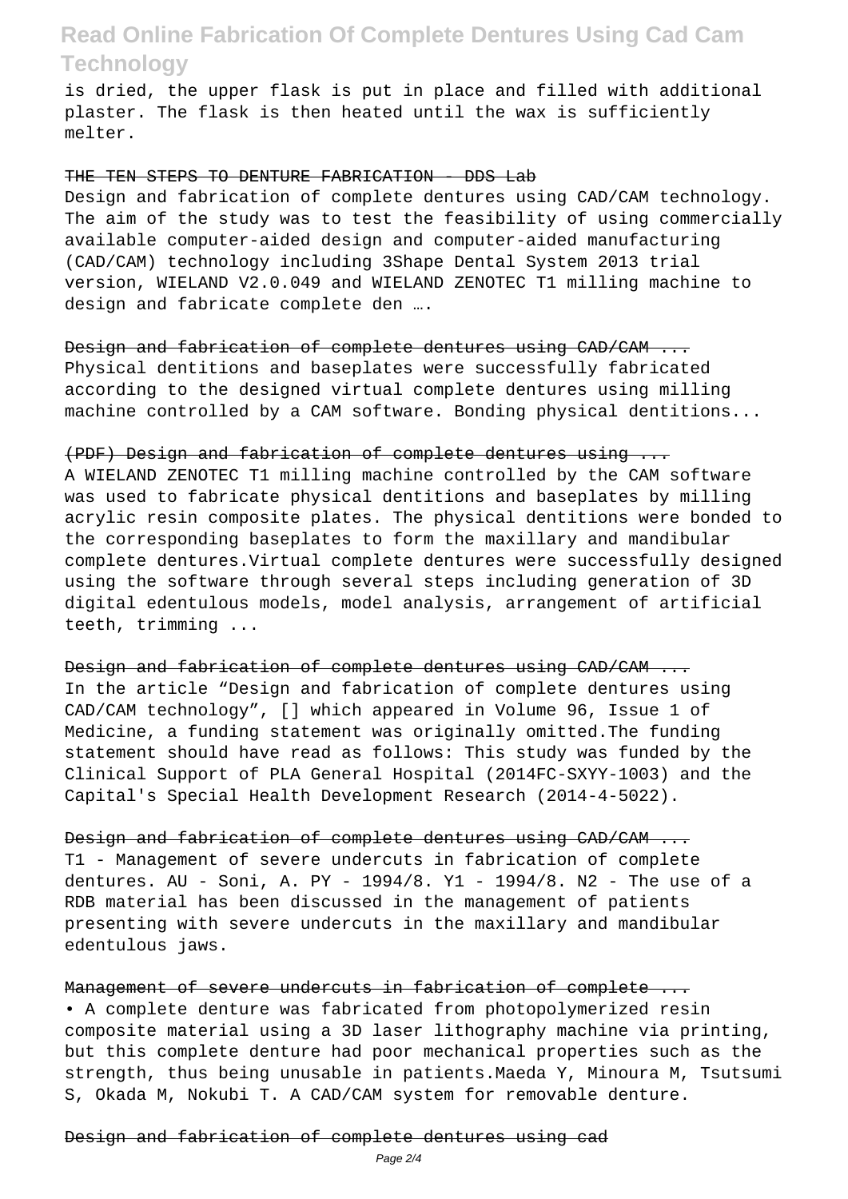is dried, the upper flask is put in place and filled with additional plaster. The flask is then heated until the wax is sufficiently melter.

~~THE TEN STEPS TO DENTURE FABRICATION - DDS Lab~~

Design and fabrication of complete dentures using CAD/CAM technology. The aim of the study was to test the feasibility of using commercially available computer-aided design and computer-aided manufacturing (CAD/CAM) technology including 3Shape Dental System 2013 trial version, WIELAND V2.0.049 and WIELAND ZENOTEC T1 milling machine to design and fabricate complete den ….

~~Design and fabrication of complete dentures using CAD/CAM ...~~

Physical dentitions and baseplates were successfully fabricated according to the designed virtual complete dentures using milling machine controlled by a CAM software. Bonding physical dentitions...

~~(PDF) Design and fabrication of complete dentures using ...~~

A WIELAND ZENOTEC T1 milling machine controlled by the CAM software was used to fabricate physical dentitions and baseplates by milling acrylic resin composite plates. The physical dentitions were bonded to the corresponding baseplates to form the maxillary and mandibular complete dentures.Virtual complete dentures were successfully designed using the software through several steps including generation of 3D digital edentulous models, model analysis, arrangement of artificial teeth, trimming ...

~~Design and fabrication of complete dentures using CAD/CAM ...~~

In the article “Design and fabrication of complete dentures using CAD/CAM technology”, [] which appeared in Volume 96, Issue 1 of Medicine, a funding statement was originally omitted.The funding statement should have read as follows: This study was funded by the Clinical Support of PLA General Hospital (2014FC-SXYY-1003) and the Capital's Special Health Development Research (2014-4-5022).

~~Design and fabrication of complete dentures using CAD/CAM ...~~

T1 - Management of severe undercuts in fabrication of complete dentures. AU - Soni, A. PY - 1994/8. Y1 - 1994/8. N2 - The use of a RDB material has been discussed in the management of patients presenting with severe undercuts in the maxillary and mandibular edentulous jaws.

~~Management of severe undercuts in fabrication of complete ...~~

• A complete denture was fabricated from photopolymerized resin composite material using a 3D laser lithography machine via printing, but this complete denture had poor mechanical properties such as the strength, thus being unusable in patients.Maeda Y, Minoura M, Tsutsumi S, Okada M, Nokubi T. A CAD/CAM system for removable denture.

~~Design and fabrication of complete dentures using cad~~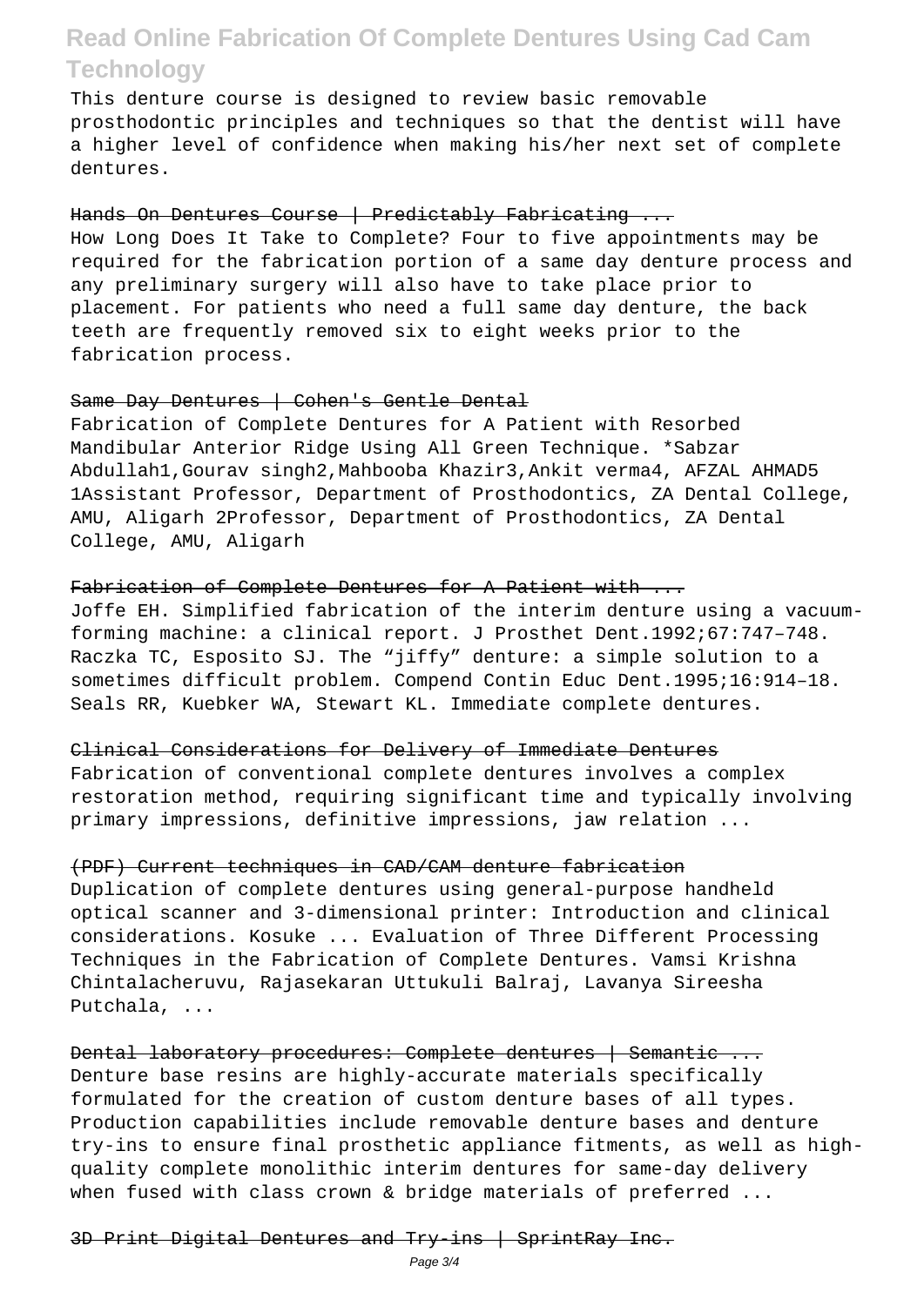This denture course is designed to review basic removable prosthodontic principles and techniques so that the dentist will have a higher level of confidence when making his/her next set of complete dentures.

~~Hands On Dentures Course | Predictably Fabricating ...~~

How Long Does It Take to Complete? Four to five appointments may be required for the fabrication portion of a same day denture process and any preliminary surgery will also have to take place prior to placement. For patients who need a full same day denture, the back teeth are frequently removed six to eight weeks prior to the fabrication process.

~~Same Day Dentures | Cohen's Gentle Dental~~

Fabrication of Complete Dentures for A Patient with Resorbed Mandibular Anterior Ridge Using All Green Technique. *Sabzar Abdullah1,Gourav singh2,Mahbooba Khazir3,Ankit verma4, AFZAL AHMAD5 1Assistant Professor, Department of Prosthodontics, ZA Dental College, AMU, Aligarh 2Professor, Department of Prosthodontics, ZA Dental College, AMU, Aligarh

~~Fabrication of Complete Dentures for A Patient with ...~~

Joffe EH. Simplified fabrication of the interim denture using a vacuum-forming machine: a clinical report. J Prosthet Dent.1992;67:747–748. Raczka TC, Esposito SJ. The "jiffy" denture: a simple solution to a sometimes difficult problem. Compend Contin Educ Dent.1995;16:914–18. Seals RR, Kuebker WA, Stewart KL. Immediate complete dentures.

~~Clinical Considerations for Delivery of Immediate Dentures~~

Fabrication of conventional complete dentures involves a complex restoration method, requiring significant time and typically involving primary impressions, definitive impressions, jaw relation ...

~~(PDF) Current techniques in CAD/CAM denture fabrication~~

Duplication of complete dentures using general-purpose handheld optical scanner and 3-dimensional printer: Introduction and clinical considerations. Kosuke ... Evaluation of Three Different Processing Techniques in the Fabrication of Complete Dentures. Vamsi Krishna Chintalacheruvu, Rajasekaran Uttukuli Balraj, Lavanya Sireesha Putchala, ...

~~Dental laboratory procedures: Complete dentures | Semantic ...~~

Denture base resins are highly-accurate materials specifically formulated for the creation of custom denture bases of all types. Production capabilities include removable denture bases and denture try-ins to ensure final prosthetic appliance fitments, as well as high-quality complete monolithic interim dentures for same-day delivery when fused with class crown & bridge materials of preferred ...

~~3D Print Digital Dentures and Try-ins | SprintRay Inc.~~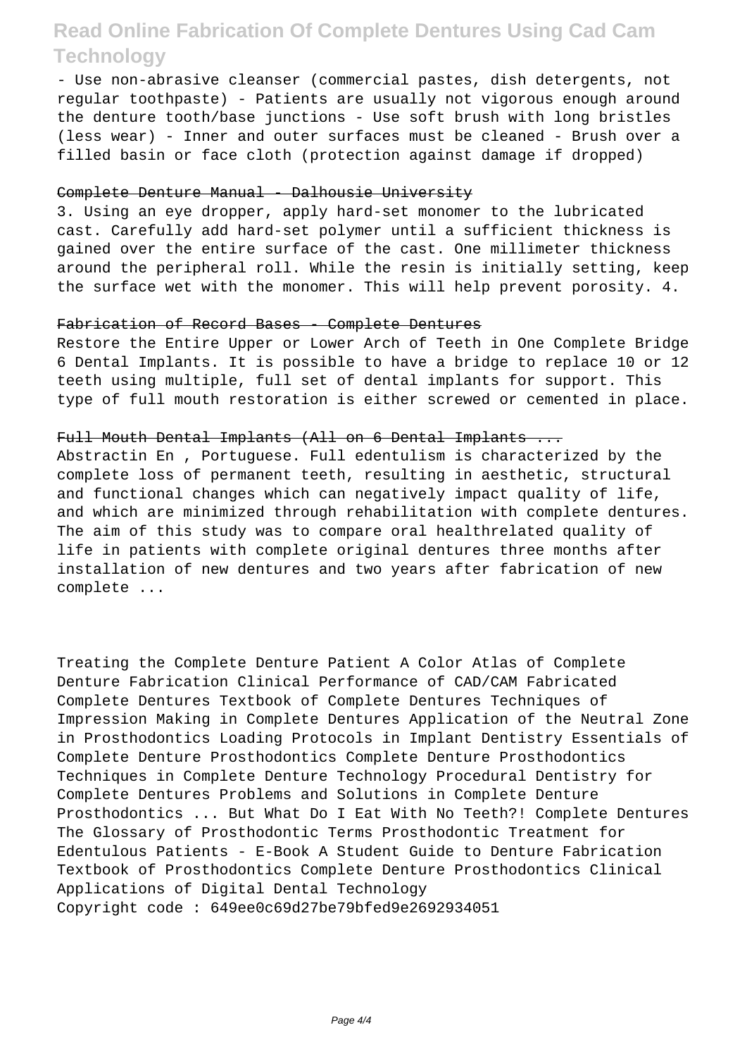- Use non-abrasive cleanser (commercial pastes, dish detergents, not regular toothpaste) - Patients are usually not vigorous enough around the denture tooth/base junctions - Use soft brush with long bristles (less wear) - Inner and outer surfaces must be cleaned - Brush over a filled basin or face cloth (protection against damage if dropped)

~~Complete Denture Manual - Dalhousie University~~

3. Using an eye dropper, apply hard-set monomer to the lubricated cast. Carefully add hard-set polymer until a sufficient thickness is gained over the entire surface of the cast. One millimeter thickness around the peripheral roll. While the resin is initially setting, keep the surface wet with the monomer. This will help prevent porosity. 4.

~~Fabrication of Record Bases - Complete Dentures~~

Restore the Entire Upper or Lower Arch of Teeth in One Complete Bridge 6 Dental Implants. It is possible to have a bridge to replace 10 or 12 teeth using multiple, full set of dental implants for support. This type of full mouth restoration is either screwed or cemented in place.

~~Full Mouth Dental Implants (All on 6 Dental Implants ...~~

Abstractin En , Portuguese. Full edentulism is characterized by the complete loss of permanent teeth, resulting in aesthetic, structural and functional changes which can negatively impact quality of life, and which are minimized through rehabilitation with complete dentures. The aim of this study was to compare oral healthrelated quality of life in patients with complete original dentures three months after installation of new dentures and two years after fabrication of new complete ...

Treating the Complete Denture Patient A Color Atlas of Complete Denture Fabrication Clinical Performance of CAD/CAM Fabricated Complete Dentures Textbook of Complete Dentures Techniques of Impression Making in Complete Dentures Application of the Neutral Zone in Prosthodontics Loading Protocols in Implant Dentistry Essentials of Complete Denture Prosthodontics Complete Denture Prosthodontics Techniques in Complete Denture Technology Procedural Dentistry for Complete Dentures Problems and Solutions in Complete Denture Prosthodontics ... But What Do I Eat With No Teeth?! Complete Dentures The Glossary of Prosthodontic Terms Prosthodontic Treatment for Edentulous Patients - E-Book A Student Guide to Denture Fabrication Textbook of Prosthodontics Complete Denture Prosthodontics Clinical Applications of Digital Dental Technology

Copyright code : 649ee0c69d27be79bfed9e2692934051